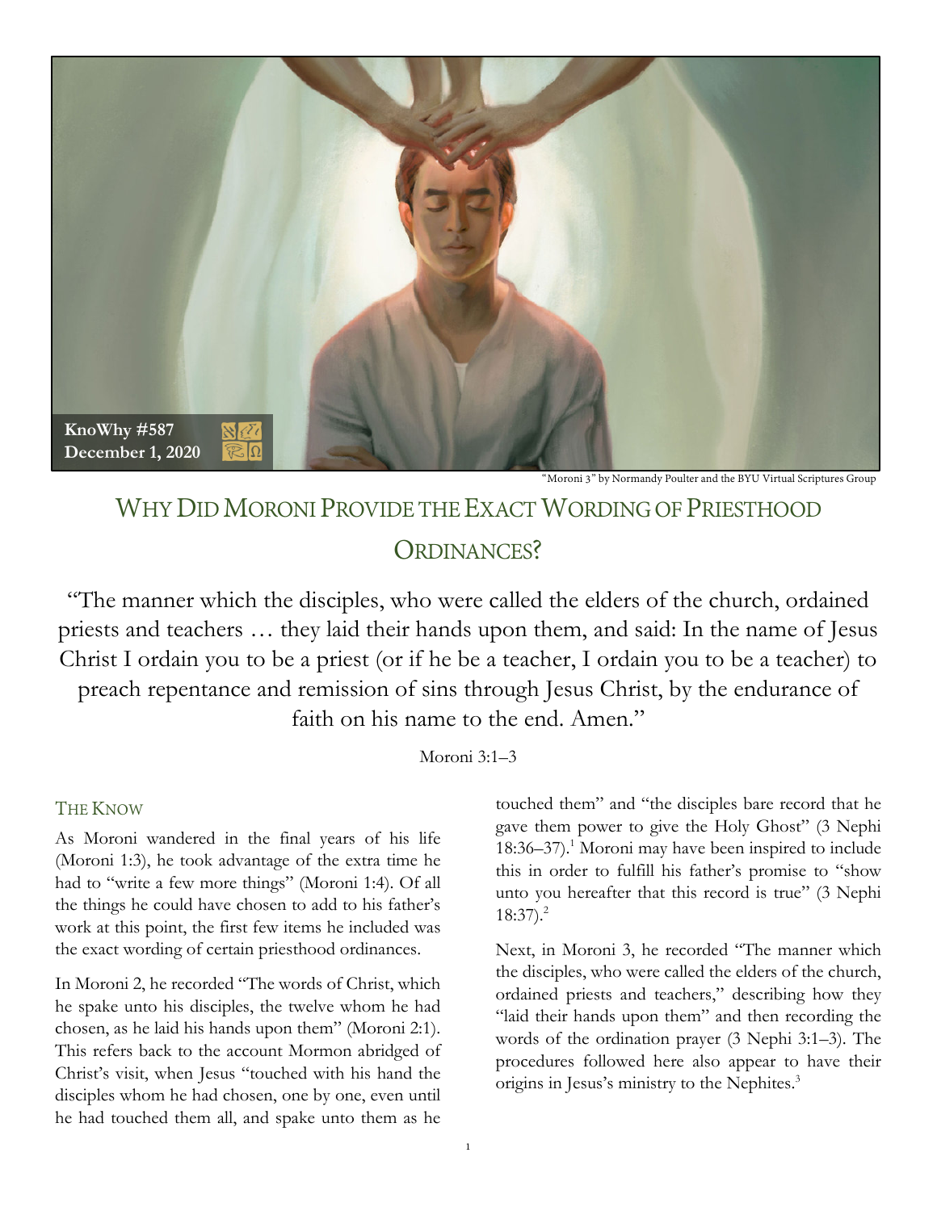KnoWhy #587
December 1, 2020

"Moroni 3" by Normandy Poulter and the BYU Virtual Scriptures Group

# Why Did Moroni Provide the Exact Wording of Priesthood Ordinances?

"The manner which the disciples, who were called the elders of the church, ordained priests and teachers … they laid their hands upon them, and said: In the name of Jesus Christ I ordain you to be a priest (or if he be a teacher, I ordain you to be a teacher) to preach repentance and remission of sins through Jesus Christ, by the endurance of faith on his name to the end. Amen."

Moroni 3:1–3

## The Know

As Moroni wandered in the final years of his life (Moroni 1:3), he took advantage of the extra time he had to "write a few more things" (Moroni 1:4). Of all the things he could have chosen to add to his father's work at this point, the first few items he included was the exact wording of certain priesthood ordinances.

In Moroni 2, he recorded "The words of Christ, which he spake unto his disciples, the twelve whom he had chosen, as he laid his hands upon them" (Moroni 2:1). This refers back to the account Mormon abridged of Christ's visit, when Jesus "touched with his hand the disciples whom he had chosen, one by one, even until he had touched them all, and spake unto them as he touched them" and "the disciples bare record that he gave them power to give the Holy Ghost" (3 Nephi 18:36–37).[1] Moroni may have been inspired to include this in order to fulfill his father's promise to "show unto you hereafter that this record is true" (3 Nephi 18:37).[2]

Next, in Moroni 3, he recorded "The manner which the disciples, who were called the elders of the church, ordained priests and teachers," describing how they "laid their hands upon them" and then recording the words of the ordination prayer (3 Nephi 3:1–3). The procedures followed here also appear to have their origins in Jesus's ministry to the Nephites.[3]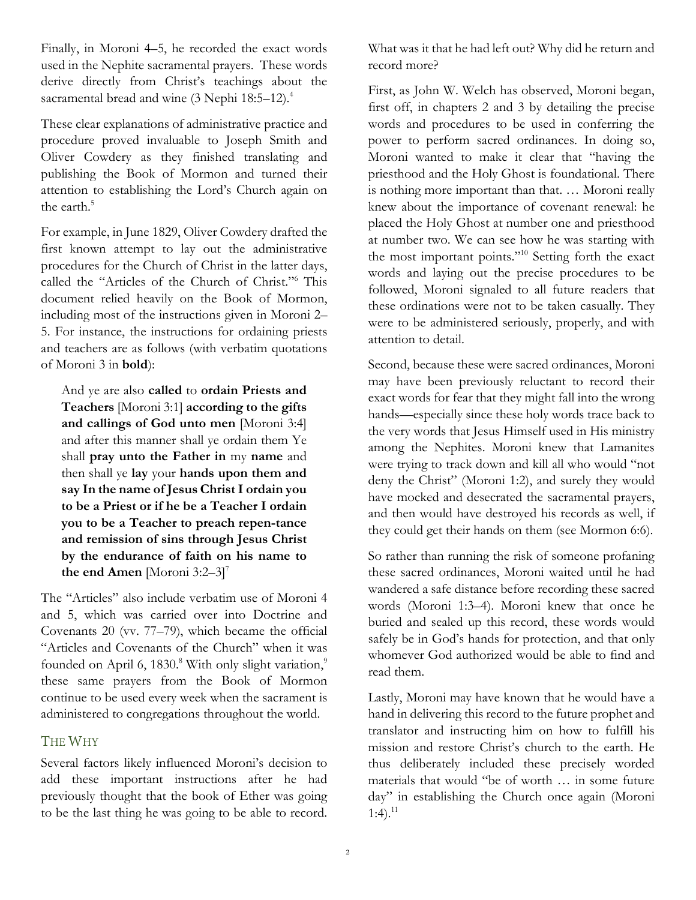Finally, in Moroni 4–5, he recorded the exact words used in the Nephite sacramental prayers. These words derive directly from Christ's teachings about the sacramental bread and wine (3 Nephi 18:5–12).[4]

These clear explanations of administrative practice and procedure proved invaluable to Joseph Smith and Oliver Cowdery as they finished translating and publishing the Book of Mormon and turned their attention to establishing the Lord's Church again on the earth.[5]

For example, in June 1829, Oliver Cowdery drafted the first known attempt to lay out the administrative procedures for the Church of Christ in the latter days, called the "Articles of the Church of Christ."[6] This document relied heavily on the Book of Mormon, including most of the instructions given in Moroni 2–5. For instance, the instructions for ordaining priests and teachers are as follows (with verbatim quotations of Moroni 3 in **bold**):

> And ye are also **called** to **ordain Priests and Teachers** [Moroni 3:1] **according to the gifts and callings of God unto men** [Moroni 3:4] and after this manner shall ye ordain them Ye shall **pray unto the Father in** my **name** and then shall ye **lay** your **hands upon them and say In the name of Jesus Christ I ordain you to be a Priest or if he be a Teacher I ordain you to be a Teacher to preach repen-tance and remission of sins through Jesus Christ by the endurance of faith on his name to the end Amen** [Moroni 3:2–3][7]

The "Articles" also include verbatim use of Moroni 4 and 5, which was carried over into Doctrine and Covenants 20 (vv. 77–79), which became the official "Articles and Covenants of the Church" when it was founded on April 6, 1830.[8] With only slight variation,[9] these same prayers from the Book of Mormon continue to be used every week when the sacrament is administered to congregations throughout the world.

## The Why

Several factors likely influenced Moroni's decision to add these important instructions after he had previously thought that the book of Ether was going to be the last thing he was going to be able to record. What was it that he had left out? Why did he return and record more?

First, as John W. Welch has observed, Moroni began, first off, in chapters 2 and 3 by detailing the precise words and procedures to be used in conferring the power to perform sacred ordinances. In doing so, Moroni wanted to make it clear that "having the priesthood and the Holy Ghost is foundational. There is nothing more important than that. … Moroni really knew about the importance of covenant renewal: he placed the Holy Ghost at number one and priesthood at number two. We can see how he was starting with the most important points."[10] Setting forth the exact words and laying out the precise procedures to be followed, Moroni signaled to all future readers that these ordinations were not to be taken casually. They were to be administered seriously, properly, and with attention to detail.

Second, because these were sacred ordinances, Moroni may have been previously reluctant to record their exact words for fear that they might fall into the wrong hands—especially since these holy words trace back to the very words that Jesus Himself used in His ministry among the Nephites. Moroni knew that Lamanites were trying to track down and kill all who would "not deny the Christ" (Moroni 1:2), and surely they would have mocked and desecrated the sacramental prayers, and then would have destroyed his records as well, if they could get their hands on them (see Mormon 6:6).

So rather than running the risk of someone profaning these sacred ordinances, Moroni waited until he had wandered a safe distance before recording these sacred words (Moroni 1:3–4). Moroni knew that once he buried and sealed up this record, these words would safely be in God's hands for protection, and that only whomever God authorized would be able to find and read them.

Lastly, Moroni may have known that he would have a hand in delivering this record to the future prophet and translator and instructing him on how to fulfill his mission and restore Christ's church to the earth. He thus deliberately included these precisely worded materials that would "be of worth … in some future day" in establishing the Church once again (Moroni 1:4).[11]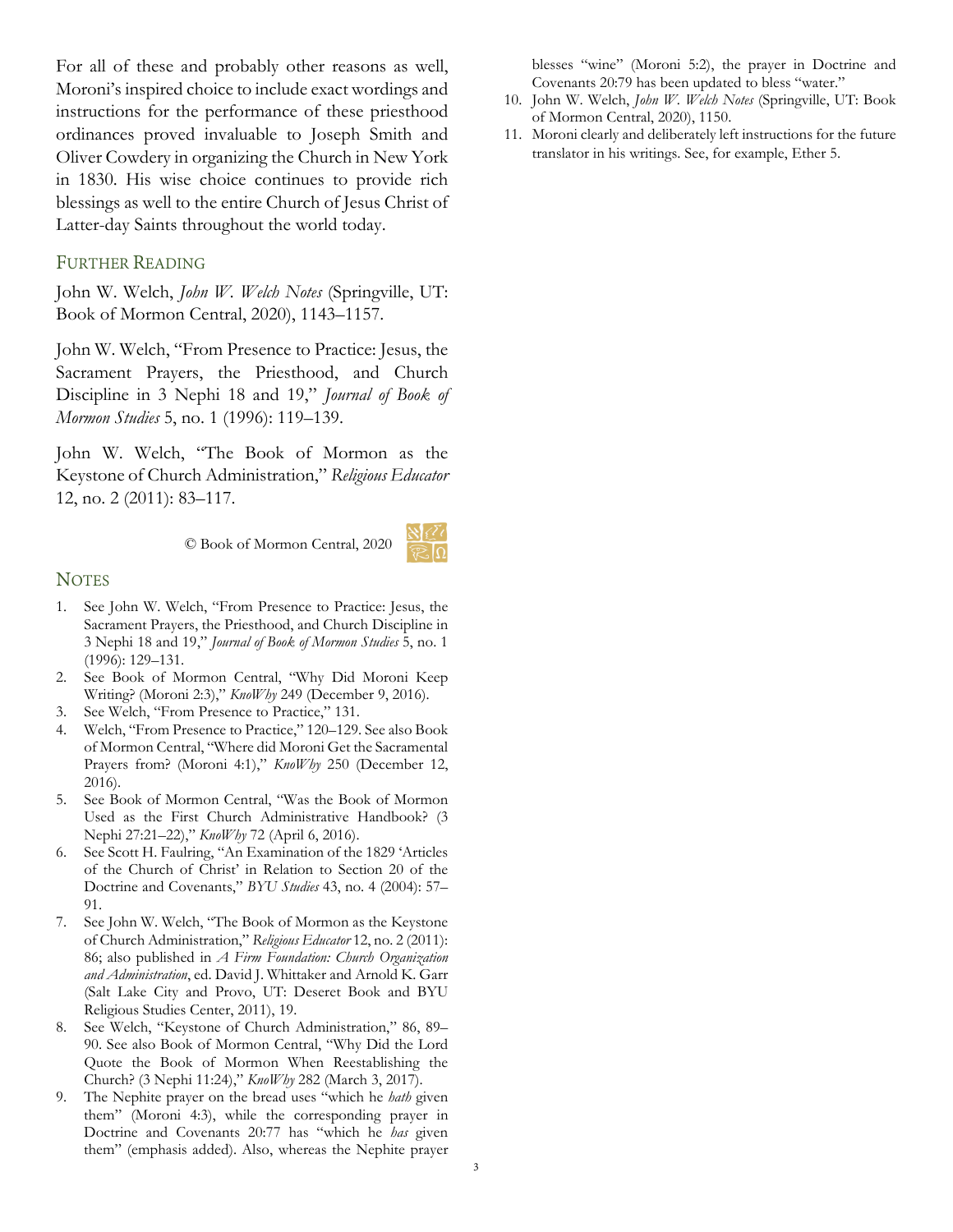For all of these and probably other reasons as well, Moroni's inspired choice to include exact wordings and instructions for the performance of these priesthood ordinances proved invaluable to Joseph Smith and Oliver Cowdery in organizing the Church in New York in 1830. His wise choice continues to provide rich blessings as well to the entire Church of Jesus Christ of Latter-day Saints throughout the world today.

## Further Reading

John W. Welch, *John W. Welch Notes* (Springville, UT: Book of Mormon Central, 2020), 1143–1157.

John W. Welch, "From Presence to Practice: Jesus, the Sacrament Prayers, the Priesthood, and Church Discipline in 3 Nephi 18 and 19," *Journal of Book of Mormon Studies* 5, no. 1 (1996): 119–139.

John W. Welch, "The Book of Mormon as the Keystone of Church Administration," *Religious Educator* 12, no. 2 (2011): 83–117.

© Book of Mormon Central, 2020

## Notes

1. See John W. Welch, "From Presence to Practice: Jesus, the Sacrament Prayers, the Priesthood, and Church Discipline in 3 Nephi 18 and 19," *Journal of Book of Mormon Studies* 5, no. 1 (1996): 129–131.
2. See Book of Mormon Central, "Why Did Moroni Keep Writing? (Moroni 2:3)," *KnoWhy* 249 (December 9, 2016).
3. See Welch, "From Presence to Practice," 131.
4. Welch, "From Presence to Practice," 120–129. See also Book of Mormon Central, "Where did Moroni Get the Sacramental Prayers from? (Moroni 4:1)," *KnoWhy* 250 (December 12, 2016).
5. See Book of Mormon Central, "Was the Book of Mormon Used as the First Church Administrative Handbook? (3 Nephi 27:21–22)," *KnoWhy* 72 (April 6, 2016).
6. See Scott H. Faulring, "An Examination of the 1829 'Articles of the Church of Christ' in Relation to Section 20 of the Doctrine and Covenants," *BYU Studies* 43, no. 4 (2004): 57–91.
7. See John W. Welch, "The Book of Mormon as the Keystone of Church Administration," *Religious Educator* 12, no. 2 (2011): 86; also published in *A Firm Foundation: Church Organization and Administration*, ed. David J. Whittaker and Arnold K. Garr (Salt Lake City and Provo, UT: Deseret Book and BYU Religious Studies Center, 2011), 19.
8. See Welch, "Keystone of Church Administration," 86, 89–90. See also Book of Mormon Central, "Why Did the Lord Quote the Book of Mormon When Reestablishing the Church? (3 Nephi 11:24)," *KnoWhy* 282 (March 3, 2017).
9. The Nephite prayer on the bread uses "which he *hath* given them" (Moroni 4:3), while the corresponding prayer in Doctrine and Covenants 20:77 has "which he *has* given them" (emphasis added). Also, whereas the Nephite prayer blesses "wine" (Moroni 5:2), the prayer in Doctrine and Covenants 20:79 has been updated to bless "water."
10. John W. Welch, *John W. Welch Notes* (Springville, UT: Book of Mormon Central, 2020), 1150.
11. Moroni clearly and deliberately left instructions for the future translator in his writings. See, for example, Ether 5.